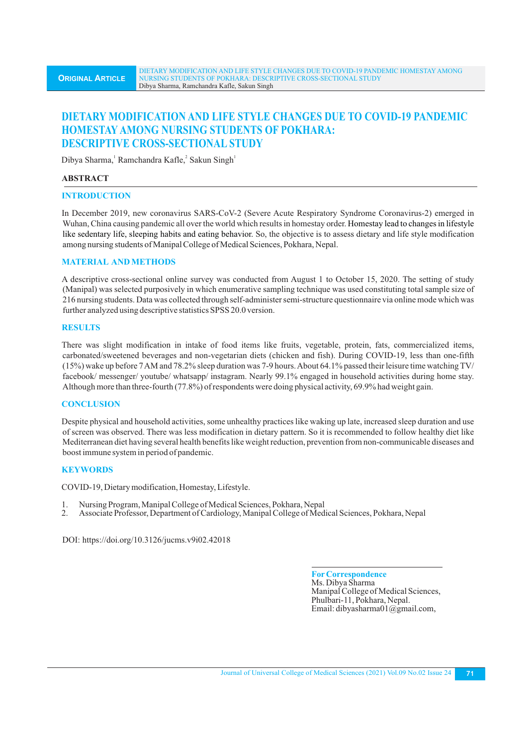# DIETARY MODIFICATION AND LIFE STYLE CHANGES DUE TO COVID-19 PANDEMIC HOMESTAY AMONG NURSING STUDENTS OF POKHARA: DESCRIPTIVE CROSS-SECTIONAL STUDY

Dibya Sharma,[1] Ramchandra Kafle,[2] Sakun Singh[1]

## ABSTRACT

### INTRODUCTION

In December 2019, new coronavirus SARS-CoV-2 (Severe Acute Respiratory Syndrome Coronavirus-2) emerged in Wuhan, China causing pandemic all over the world which results in homestay order. Homestay lead to changes in lifestyle like sedentary life, sleeping habits and eating behavior. So, the objective is to assess dietary and life style modification among nursing students of Manipal College of Medical Sciences, Pokhara, Nepal.

### MATERIAL AND METHODS

A descriptive cross-sectional online survey was conducted from August 1 to October 15, 2020. The setting of study (Manipal) was selected purposively in which enumerative sampling technique was used constituting total sample size of 216 nursing students. Data was collected through self-administer semi-structure questionnaire via online mode which was further analyzed using descriptive statistics SPSS 20.0 version.

### RESULTS

There was slight modification in intake of food items like fruits, vegetable, protein, fats, commercialized items, carbonated/sweetened beverages and non-vegetarian diets (chicken and fish). During COVID-19, less than one-fifth (15%) wake up before 7 AM and 78.2% sleep duration was 7-9 hours. About 64.1% passed their leisure time watching TV/ facebook/ messenger/ youtube/ whatsapp/ instagram. Nearly 99.1% engaged in household activities during home stay. Although more than three-fourth (77.8%) of respondents were doing physical activity, 69.9% had weight gain.

### CONCLUSION

Despite physical and household activities, some unhealthy practices like waking up late, increased sleep duration and use of screen was observed. There was less modification in dietary pattern. So it is recommended to follow healthy diet like Mediterranean diet having several health benefits like weight reduction, prevention from non-communicable diseases and boost immune system in period of pandemic.

### KEYWORDS

COVID-19, Dietary modification, Homestay, Lifestyle.

1. Nursing Program, Manipal College of Medical Sciences, Pokhara, Nepal
2. Associate Professor, Department of Cardiology, Manipal College of Medical Sciences, Pokhara, Nepal

DOI: https://doi.org/10.3126/jucms.v9i02.42018

**For Correspondence**
Ms. Dibya Sharma
Manipal College of Medical Sciences,
Phulbari-11, Pokhara, Nepal.
Email: dibyasharma01@gmail.com,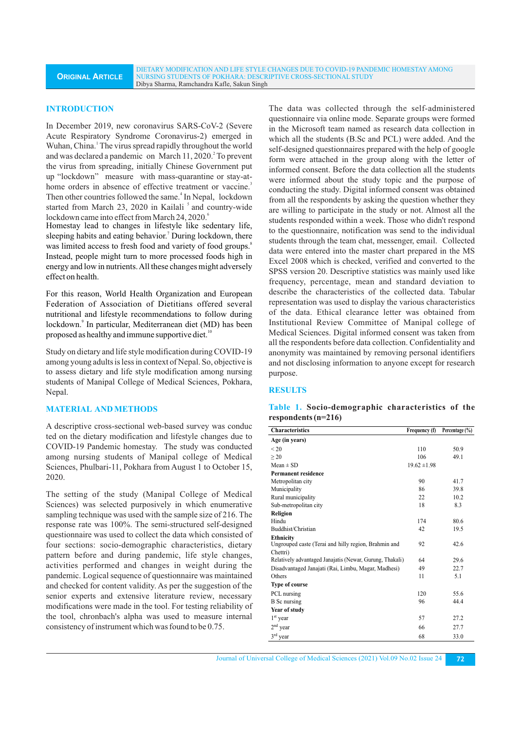## INTRODUCTION

In December 2019, new coronavirus SARS-CoV-2 (Severe Acute Respiratory Syndrome Coronavirus-2) emerged in Wuhan, China.[1] The virus spread rapidly throughout the world and was declared a pandemic on March 11, 2020.[2] To prevent the virus from spreading, initially Chinese Government put up "lockdown" measure with mass-quarantine or stay-at-home orders in absence of effective treatment or vaccine.[3] Then other countries followed the same.[4] In Nepal, lockdown started from March 23, 2020 in Kailali [5] and country-wide lockdown came into effect from March 24, 2020.[6] Homestay lead to changes in lifestyle like sedentary life, sleeping habits and eating behavior.[7] During lockdown, there was limited access to fresh food and variety of food groups.[8] Instead, people might turn to more processed foods high in energy and low in nutrients. All these changes might adversely effect on health.

For this reason, World Health Organization and European Federation of Association of Dietitians offered several nutritional and lifestyle recommendations to follow during lockdown.[9] In particular, Mediterranean diet (MD) has been proposed as healthy and immune supportive diet.[10]

Study on dietary and life style modification during COVID-19 among young adults is less in context of Nepal. So, objective is to assess dietary and life style modification among nursing students of Manipal College of Medical Sciences, Pokhara, Nepal.

## MATERIAL AND METHODS

A descriptive cross-sectional web-based survey was conducted on the dietary modification and lifestyle changes due to COVID-19 Pandemic homestay. The study was conducted among nursing students of Manipal college of Medical Sciences, Phulbari-11, Pokhara from August 1 to October 15, 2020.

The setting of the study (Manipal College of Medical Sciences) was selected purposively in which enumerative sampling technique was used with the sample size of 216. The response rate was 100%. The semi-structured self-designed questionnaire was used to collect the data which consisted of four sections: socio-demographic characteristics, dietary pattern before and during pandemic, life style changes, activities performed and changes in weight during the pandemic. Logical sequence of questionnaire was maintained and checked for content validity. As per the suggestion of the senior experts and extensive literature review, necessary modifications were made in the tool. For testing reliability of the tool, chronbach's alpha was used to measure internal consistency of instrument which was found to be 0.75.

The data was collected through the self-administered questionnaire via online mode. Separate groups were formed in the Microsoft team named as research data collection in which all the students (B.Sc and PCL) were added. And the self-designed questionnaires prepared with the help of google form were attached in the group along with the letter of informed consent. Before the data collection all the students were informed about the study topic and the purpose of conducting the study. Digital informed consent was obtained from all the respondents by asking the question whether they are willing to participate in the study or not. Almost all the students responded within a week. Those who didn't respond to the questionnaire, notification was send to the individual students through the team chat, messenger, email. Collected data were entered into the master chart prepared in the MS Excel 2008 which is checked, verified and converted to the SPSS version 20. Descriptive statistics was mainly used like frequency, percentage, mean and standard deviation to describe the characteristics of the collected data. Tabular representation was used to display the various characteristics of the data. Ethical clearance letter was obtained from Institutional Review Committee of Manipal college of Medical Sciences. Digital informed consent was taken from all the respondents before data collection. Confidentiality and anonymity was maintained by removing personal identifiers and not disclosing information to anyone except for research purpose.

## RESULTS

**Table 1. Socio-demographic characteristics of the respondents (n=216)**

| Characteristics | Frequency (f) | Percentage (%) |
|---|---|---|
| **Age (in years)** | | |
| < 20 | 110 | 50.9 |
| ≥ 20 | 106 | 49.1 |
| Mean ± SD | 19.62 ±1.98 | |
| **Permanent residence** | | |
| Metropolitan city | 90 | 41.7 |
| Municipality | 86 | 39.8 |
| Rural municipality | 22 | 10.2 |
| Sub-metropolitan city | 18 | 8.3 |
| **Religion** | | |
| Hindu | 174 | 80.6 |
| Buddhist/Christian | 42 | 19.5 |
| **Ethnicity** | | |
| Ungrouped caste (Terai and hilly region, Brahmin and Chettri) | 92 | 42.6 |
| Relatively advantaged Janajatis (Newar, Gurung, Thakali) | 64 | 29.6 |
| Disadvantaged Janajati (Rai, Limbu, Magar, Madhesi) | 49 | 22.7 |
| Others | 11 | 5.1 |
| **Type of course** | | |
| PCL nursing | 120 | 55.6 |
| B Sc nursing | 96 | 44.4 |
| **Year of study** | | |
| 1st year | 57 | 27.2 |
| 2nd year | 66 | 27.7 |
| 3rd year | 68 | 33.0 |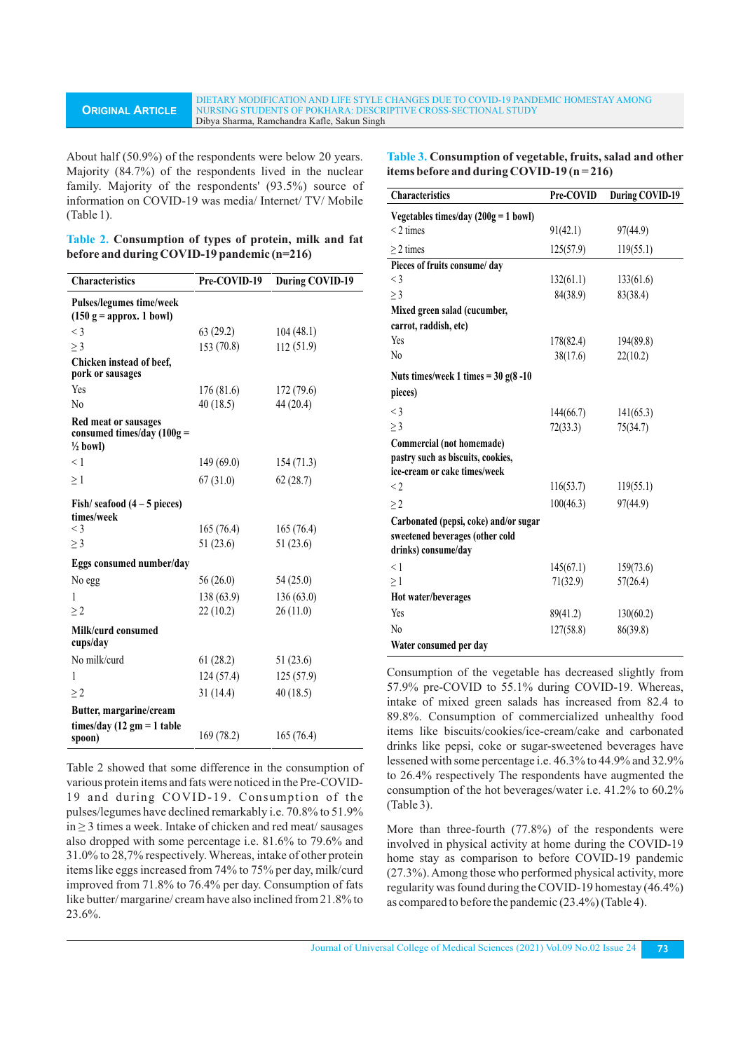About half (50.9%) of the respondents were below 20 years. Majority (84.7%) of the respondents lived in the nuclear family. Majority of the respondents' (93.5%) source of information on COVID-19 was media/ Internet/ TV/ Mobile (Table 1).

**Table 2. Consumption of types of protein, milk and fat before and during COVID-19 pandemic (n=216)**

| Characteristics | Pre-COVID-19 | During COVID-19 |
|---|---|---|
| **Pulses/legumes time/week (150 g = approx. 1 bowl)** | | |
| < 3 | 63 (29.2) | 104 (48.1) |
| ≥ 3 | 153 (70.8) | 112 (51.9) |
| **Chicken instead of beef, pork or sausages** | | |
| Yes | 176 (81.6) | 172 (79.6) |
| No | 40 (18.5) | 44 (20.4) |
| **Red meat or sausages consumed times/day (100g = ½ bowl)** | | |
| < 1 | 149 (69.0) | 154 (71.3) |
| ≥ 1 | 67 (31.0) | 62 (28.7) |
| **Fish/ seafood (4 – 5 pieces) times/week** | | |
| < 3 | 165 (76.4) | 165 (76.4) |
| ≥ 3 | 51 (23.6) | 51 (23.6) |
| **Eggs consumed number/day** | | |
| No egg | 56 (26.0) | 54 (25.0) |
| 1 | 138 (63.9) | 136 (63.0) |
| ≥ 2 | 22 (10.2) | 26 (11.0) |
| **Milk/curd consumed cups/day** | | |
| No milk/curd | 61 (28.2) | 51 (23.6) |
| 1 | 124 (57.4) | 125 (57.9) |
| ≥ 2 | 31 (14.4) | 40 (18.5) |
| **Butter, margarine/cream times/day (12 gm = 1 table spoon)** | 169 (78.2) | 165 (76.4) |

Table 2 showed that some difference in the consumption of various protein items and fats were noticed in the Pre-COVID-19 and during COVID-19. Consumption of the pulses/legumes have declined remarkably i.e. 70.8% to 51.9% in ≥ 3 times a week. Intake of chicken and red meat/ sausages also dropped with some percentage i.e. 81.6% to 79.6% and 31.0% to 28,7% respectively. Whereas, intake of other protein items like eggs increased from 74% to 75% per day, milk/curd improved from 71.8% to 76.4% per day. Consumption of fats like butter/ margarine/ cream have also inclined from 21.8% to 23.6%.

**Table 3. Consumption of vegetable, fruits, salad and other items before and during COVID-19 (n = 216)**

| Characteristics | Pre-COVID | During COVID-19 |
|---|---|---|
| **Vegetables times/day (200g = 1 bowl)** | | |
| < 2 times | 91(42.1) | 97(44.9) |
| ≥ 2 times | 125(57.9) | 119(55.1) |
| **Pieces of fruits consume/ day** | | |
| < 3 | 132(61.1) | 133(61.6) |
| ≥ 3 | 84(38.9) | 83(38.4) |
| **Mixed green salad (cucumber, carrot, raddish, etc)** | | |
| Yes | 178(82.4) | 194(89.8) |
| No | 38(17.6) | 22(10.2) |
| **Nuts times/week 1 times = 30 g(8 -10 pieces)** | | |
| < 3 | 144(66.7) | 141(65.3) |
| ≥ 3 | 72(33.3) | 75(34.7) |
| **Commercial (not homemade) pastry such as biscuits, cookies, ice-cream or cake times/week** | | |
| < 2 | 116(53.7) | 119(55.1) |
| ≥ 2 | 100(46.3) | 97(44.9) |
| **Carbonated (pepsi, coke) and/or sugar sweetened beverages (other cold drinks) consume/day** | | |
| < 1 | 145(67.1) | 159(73.6) |
| ≥ 1 | 71(32.9) | 57(26.4) |
| **Hot water/beverages** | | |
| Yes | 89(41.2) | 130(60.2) |
| No | 127(58.8) | 86(39.8) |
| **Water consumed per day** | | |

Consumption of the vegetable has decreased slightly from 57.9% pre-COVID to 55.1% during COVID-19. Whereas, intake of mixed green salads has increased from 82.4 to 89.8%. Consumption of commercialized unhealthy food items like biscuits/cookies/ice-cream/cake and carbonated drinks like pepsi, coke or sugar-sweetened beverages have lessened with some percentage i.e. 46.3% to 44.9% and 32.9% to 26.4% respectively The respondents have augmented the consumption of the hot beverages/water i.e. 41.2% to 60.2% (Table 3).

More than three-fourth (77.8%) of the respondents were involved in physical activity at home during the COVID-19 home stay as comparison to before COVID-19 pandemic (27.3%). Among those who performed physical activity, more regularity was found during the COVID-19 homestay (46.4%) as compared to before the pandemic (23.4%) (Table 4).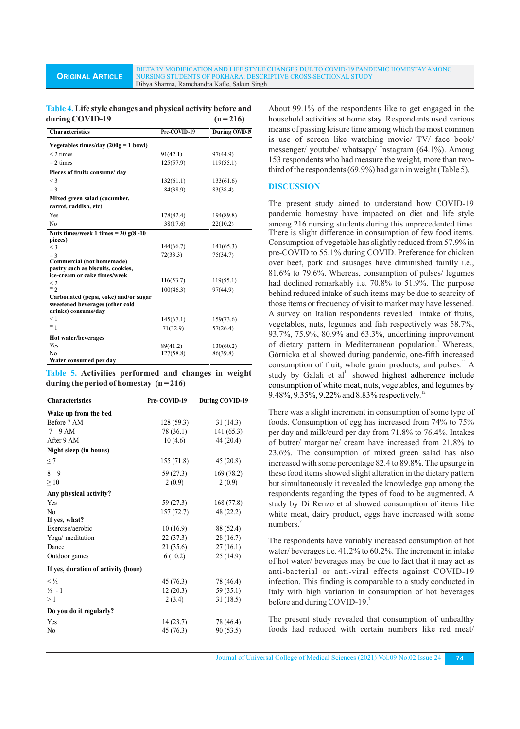**Table 4. Life style changes and physical activity before and during COVID-19 (n = 216)**

| Characteristics | Pre-COVID-19 | During COVID-19 |
|---|---|---|
| **Vegetables times/day (200g = 1 bowl)** | | |
| < 2 times | 91(42.1) | 97(44.9) |
| = 2 times | 125(57.9) | 119(55.1) |
| **Pieces of fruits consume/ day** | | |
| < 3 | 132(61.1) | 133(61.6) |
| = 3 | 84(38.9) | 83(38.4) |
| **Mixed green salad (cucumber, carrot, raddish, etc)** | | |
| Yes | 178(82.4) | 194(89.8) |
| No | 38(17.6) | 22(10.2) |
| **Nuts times/week 1 times = 30 g(8 -10 pieces)** | | |
| < 3 | 144(66.7) | 141(65.3) |
| = 3 | 72(33.3) | 75(34.7) |
| **Commercial (not homemade) pastry such as biscuits, cookies, ice-cream or cake times/week** | | |
| < 2 | 116(53.7) | 119(55.1) |
| = 2 | 100(46.3) | 97(44.9) |
| **Carbonated (pepsi, coke) and/or sugar sweetened beverages (other cold drinks) consume/day** | | |
| < 1 | 145(67.1) | 159(73.6) |
| = 1 | 71(32.9) | 57(26.4) |
| **Hot water/beverages** | | |
| Yes | 89(41.2) | 130(60.2) |
| No | 127(58.8) | 86(39.8) |
| **Water consumed per day** | | |

**Table 5. Activities performed and changes in weight during the period of homestay (n = 216)**

| Characteristics | Pre- COVID-19 | During COVID-19 |
|---|---|---|
| **Wake up from the bed** | | |
| Before 7 AM | 128 (59.3) | 31 (14.3) |
| 7 – 9 AM | 78 (36.1) | 141 (65.3) |
| After 9 AM | 10 (4.6) | 44 (20.4) |
| **Night sleep (in hours)** | | |
| ≤ 7 | 155 (71.8) | 45 (20.8) |
| 8 – 9 | 59 (27.3) | 169 (78.2) |
| ≥ 10 | 2 (0.9) | 2 (0.9) |
| **Any physical activity?** | | |
| Yes | 59 (27.3) | 168 (77.8) |
| No | 157 (72.7) | 48 (22.2) |
| **If yes, what?** | | |
| Exercise/aerobic | 10 (16.9) | 88 (52.4) |
| Yoga/ meditation | 22 (37.3) | 28 (16.7) |
| Dance | 21 (35.6) | 27 (16.1) |
| Outdoor games | 6 (10.2) | 25 (14.9) |
| **If yes, duration of activity (hour)** | | |
| < ½ | 45 (76.3) | 78 (46.4) |
| ½ - 1 | 12 (20.3) | 59 (35.1) |
| > 1 | 2 (3.4) | 31 (18.5) |
| **Do you do it regularly?** | | |
| Yes | 14 (23.7) | 78 (46.4) |
| No | 45 (76.3) | 90 (53.5) |

About 99.1% of the respondents like to get engaged in the household activities at home stay. Respondents used various means of passing leisure time among which the most common is use of screen like watching movie/ TV/ face book/ messenger/ youtube/ whatsapp/ Instagram (64.1%). Among 153 respondents who had measure the weight, more than two-third of the respondents (69.9%) had gain in weight (Table 5).

## DISCUSSION

The present study aimed to understand how COVID-19 pandemic homestay have impacted on diet and life style among 216 nursing students during this unprecedented time. There is slight difference in consumption of few food items. Consumption of vegetable has slightly reduced from 57.9% in pre-COVID to 55.1% during COVID. Preference for chicken over beef, pork and sausages have diminished faintly i.e., 81.6% to 79.6%. Whereas, consumption of pulses/ legumes had declined remarkably i.e. 70.8% to 51.9%. The purpose behind reduced intake of such items may be due to scarcity of those items or frequency of visit to market may have lessened. A survey on Italian respondents revealed intake of fruits, vegetables, nuts, legumes and fish respectively was 58.7%, 93.7%, 75.9%, 80.9% and 63.3%, underlining improvement of dietary pattern in Mediterranean population.[7] Whereas, Górnicka et al showed during pandemic, one-fifth increased consumption of fruit, whole grain products, and pulses.[11] A study by Galali et al[11] showed highest adherence include consumption of white meat, nuts, vegetables, and legumes by 9.48%, 9.35%, 9.22% and 8.83% respectively.[12]

There was a slight increment in consumption of some type of foods. Consumption of egg has increased from 74% to 75% per day and milk/curd per day from 71.8% to 76.4%. Intakes of butter/ margarine/ cream have increased from 21.8% to 23.6%. The consumption of mixed green salad has also increased with some percentage 82.4 to 89.8%. The upsurge in these food items showed slight alteration in the dietary pattern but simultaneously it revealed the knowledge gap among the respondents regarding the types of food to be augmented. A study by Di Renzo et al showed consumption of items like white meat, dairy product, eggs have increased with some numbers.[7]

The respondents have variably increased consumption of hot water/ beverages i.e. 41.2% to 60.2%. The increment in intake of hot water/ beverages may be due to fact that it may act as anti-bacterial or anti-viral effects against COVID-19 infection. This finding is comparable to a study conducted in Italy with high variation in consumption of hot beverages before and during COVID-19.[7]

The present study revealed that consumption of unhealthy foods had reduced with certain numbers like red meat/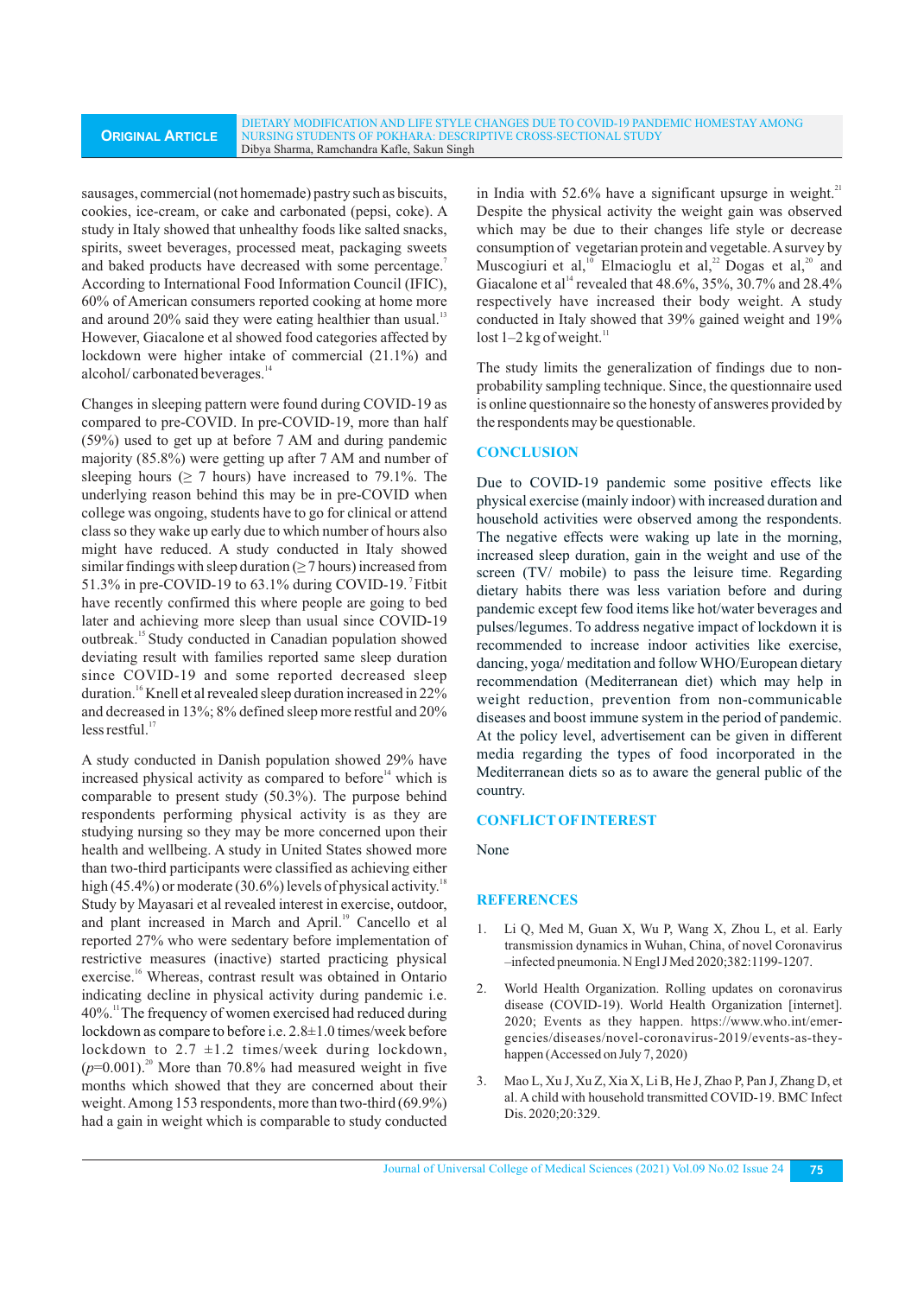sausages, commercial (not homemade) pastry such as biscuits, cookies, ice-cream, or cake and carbonated (pepsi, coke). A study in Italy showed that unhealthy foods like salted snacks, spirits, sweet beverages, processed meat, packaging sweets and baked products have decreased with some percentage.[7] According to International Food Information Council (IFIC), 60% of American consumers reported cooking at home more and around 20% said they were eating healthier than usual.[13] However, Giacalone et al showed food categories affected by lockdown were higher intake of commercial (21.1%) and alcohol/ carbonated beverages.[14]

Changes in sleeping pattern were found during COVID-19 as compared to pre-COVID. In pre-COVID-19, more than half (59%) used to get up at before 7 AM and during pandemic majority (85.8%) were getting up after 7 AM and number of sleeping hours (≥ 7 hours) have increased to 79.1%. The underlying reason behind this may be in pre-COVID when college was ongoing, students have to go for clinical or attend class so they wake up early due to which number of hours also might have reduced. A study conducted in Italy showed similar findings with sleep duration (≥ 7 hours) increased from 51.3% in pre-COVID-19 to 63.1% during COVID-19.[7] Fitbit have recently confirmed this where people are going to bed later and achieving more sleep than usual since COVID-19 outbreak.[15] Study conducted in Canadian population showed deviating result with families reported same sleep duration since COVID-19 and some reported decreased sleep duration.[16] Knell et al revealed sleep duration increased in 22% and decreased in 13%; 8% defined sleep more restful and 20% less restful.[17]

A study conducted in Danish population showed 29% have increased physical activity as compared to before[14] which is comparable to present study (50.3%). The purpose behind respondents performing physical activity is as they are studying nursing so they may be more concerned upon their health and wellbeing. A study in United States showed more than two-third participants were classified as achieving either high (45.4%) or moderate (30.6%) levels of physical activity.[18] Study by Mayasari et al revealed interest in exercise, outdoor, and plant increased in March and April.[19] Cancello et al reported 27% who were sedentary before implementation of restrictive measures (inactive) started practicing physical exercise.[16] Whereas, contrast result was obtained in Ontario indicating decline in physical activity during pandemic i.e. 40%.[11] The frequency of women exercised had reduced during lockdown as compare to before i.e. 2.8±1.0 times/week before lockdown to 2.7 ±1.2 times/week during lockdown, ($p$=0.001).[20] More than 70.8% had measured weight in five months which showed that they are concerned about their weight. Among 153 respondents, more than two-third (69.9%) had a gain in weight which is comparable to study conducted in India with 52.6% have a significant upsurge in weight.[21] Despite the physical activity the weight gain was observed which may be due to their changes life style or decrease consumption of vegetarian protein and vegetable. A survey by Muscogiuri et al,[10] Elmacioglu et al,[22] Dogas et al,[20] and Giacalone et al[14] revealed that 48.6%, 35%, 30.7% and 28.4% respectively have increased their body weight. A study conducted in Italy showed that 39% gained weight and 19% lost 1–2 kg of weight.[11]

The study limits the generalization of findings due to non-probability sampling technique. Since, the questionnaire used is online questionnaire so the honesty of answeres provided by the respondents may be questionable.

## CONCLUSION

Due to COVID-19 pandemic some positive effects like physical exercise (mainly indoor) with increased duration and household activities were observed among the respondents. The negative effects were waking up late in the morning, increased sleep duration, gain in the weight and use of the screen (TV/ mobile) to pass the leisure time. Regarding dietary habits there was less variation before and during pandemic except few food items like hot/water beverages and pulses/legumes. To address negative impact of lockdown it is recommended to increase indoor activities like exercise, dancing, yoga/ meditation and follow WHO/European dietary recommendation (Mediterranean diet) which may help in weight reduction, prevention from non-communicable diseases and boost immune system in the period of pandemic. At the policy level, advertisement can be given in different media regarding the types of food incorporated in the Mediterranean diets so as to aware the general public of the country.

## CONFLICT OF INTEREST

None

## REFERENCES

1. Li Q, Med M, Guan X, Wu P, Wang X, Zhou L, et al. Early transmission dynamics in Wuhan, China, of novel Coronavirus –infected pneumonia. N Engl J Med 2020;382:1199-1207.
2. World Health Organization. Rolling updates on coronavirus disease (COVID-19). World Health Organization [internet]. 2020; Events as they happen. https://www.who.int/emergencies/diseases/novel-coronavirus-2019/events-as-they-happen (Accessed on July 7, 2020)
3. Mao L, Xu J, Xu Z, Xia X, Li B, He J, Zhao P, Pan J, Zhang D, et al. A child with household transmitted COVID-19. BMC Infect Dis. 2020;20:329.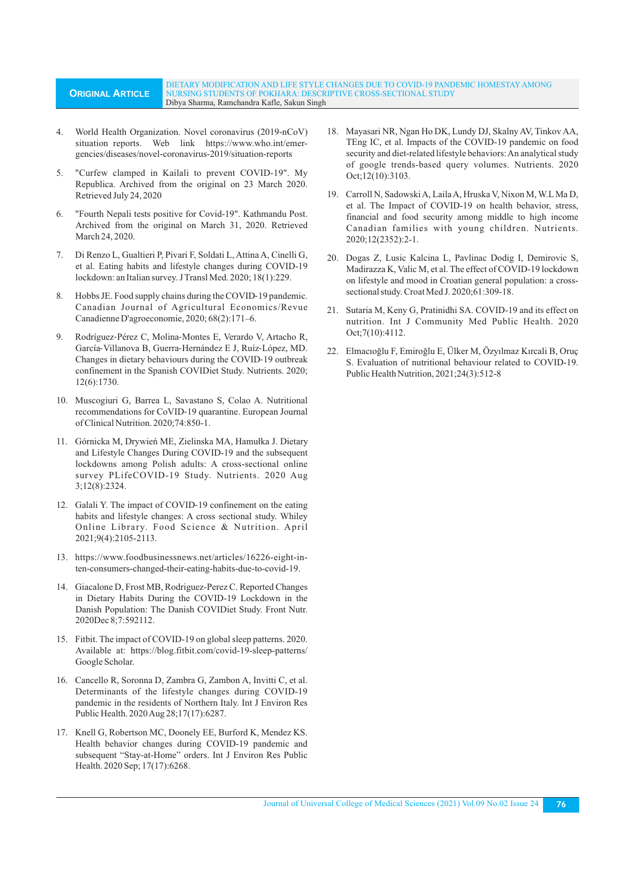4. World Health Organization. Novel coronavirus (2019-nCoV) situation reports. Web link https://www.who.int/emergencies/diseases/novel-coronavirus-2019/situation-reports

5. "Curfew clamped in Kailali to prevent COVID-19". My Republica. Archived from the original on 23 March 2020. Retrieved July 24, 2020

6. "Fourth Nepali tests positive for Covid-19". Kathmandu Post. Archived from the original on March 31, 2020. Retrieved March 24, 2020.

7. Di Renzo L, Gualtieri P, Pivari F, Soldati L, Attina A, Cinelli G, et al. Eating habits and lifestyle changes during COVID-19 lockdown: an Italian survey. J Transl Med. 2020; 18(1):229.

8. Hobbs JE. Food supply chains during the COVID-19 pandemic. Canadian Journal of Agricultural Economics/Revue Canadienne D'agroeconomie, 2020; 68(2):171–6.

9. Rodríguez-Pérez C, Molina-Montes E, Verardo V, Artacho R, García-Villanova B, Guerra-Hernández E J, Ruíz-López, MD. Changes in dietary behaviours during the COVID-19 outbreak confinement in the Spanish COVIDiet Study. Nutrients. 2020; 12(6):1730.

10. Muscogiuri G, Barrea L, Savastano S, Colao A. Nutritional recommendations for CoVID-19 quarantine. European Journal of Clinical Nutrition. 2020;74:850-1.

11. Górnicka M, Drywień ME, Zielinska MA, Hamułka J. Dietary and Lifestyle Changes During COVID-19 and the subsequent lockdowns among Polish adults: A cross-sectional online survey PLifeCOVID-19 Study. Nutrients. 2020 Aug 3;12(8):2324.

12. Galali Y. The impact of COVID-19 confinement on the eating habits and lifestyle changes: A cross sectional study. Whiley Online Library. Food Science & Nutrition. April 2021;9(4):2105-2113.

13. https://www.foodbusinessnews.net/articles/16226-eight-in-ten-consumers-changed-their-eating-habits-due-to-covid-19.

14. Giacalone D, Frost MB, Rodriguez-Perez C. Reported Changes in Dietary Habits During the COVID-19 Lockdown in the Danish Population: The Danish COVIDiet Study. Front Nutr. 2020Dec 8;7:592112.

15. Fitbit. The impact of COVID-19 on global sleep patterns. 2020. Available at: https://blog.fitbit.com/covid-19-sleep-patterns/ Google Scholar.

16. Cancello R, Soronna D, Zambra G, Zambon A, Invitti C, et al. Determinants of the lifestyle changes during COVID-19 pandemic in the residents of Northern Italy. Int J Environ Res Public Health. 2020 Aug 28;17(17):6287.

17. Knell G, Robertson MC, Doonely EE, Burford K, Mendez KS. Health behavior changes during COVID-19 pandemic and subsequent "Stay-at-Home" orders. Int J Environ Res Public Health. 2020 Sep; 17(17):6268.

18. Mayasari NR, Ngan Ho DK, Lundy DJ, Skalny AV, Tinkov AA, TEng IC, et al. Impacts of the COVID-19 pandemic on food security and diet-related lifestyle behaviors: An analytical study of google trends-based query volumes. Nutrients. 2020 Oct;12(10):3103.

19. Carroll N, Sadowski A, Laila A, Hruska V, Nixon M, W.L Ma D, et al. The Impact of COVID-19 on health behavior, stress, financial and food security among middle to high income Canadian families with young children. Nutrients. 2020;12(2352):2-1.

20. Dogas Z, Lusic Kalcina L, Pavlinac Dodig I, Demirovic S, Madirazza K, Valic M, et al. The effect of COVID-19 lockdown on lifestyle and mood in Croatian general population: a cross-sectional study. Croat Med J. 2020;61:309-18.

21. Sutaria M, Keny G, Pratinidhi SA. COVID-19 and its effect on nutrition. Int J Community Med Public Health. 2020 Oct;7(10):4112.

22. Elmacıoğlu F, Emiroğlu E, Ülker M, Özyılmaz Kırcali B, Oruç S. Evaluation of nutritional behaviour related to COVID-19. Public Health Nutrition, 2021;24(3):512-8